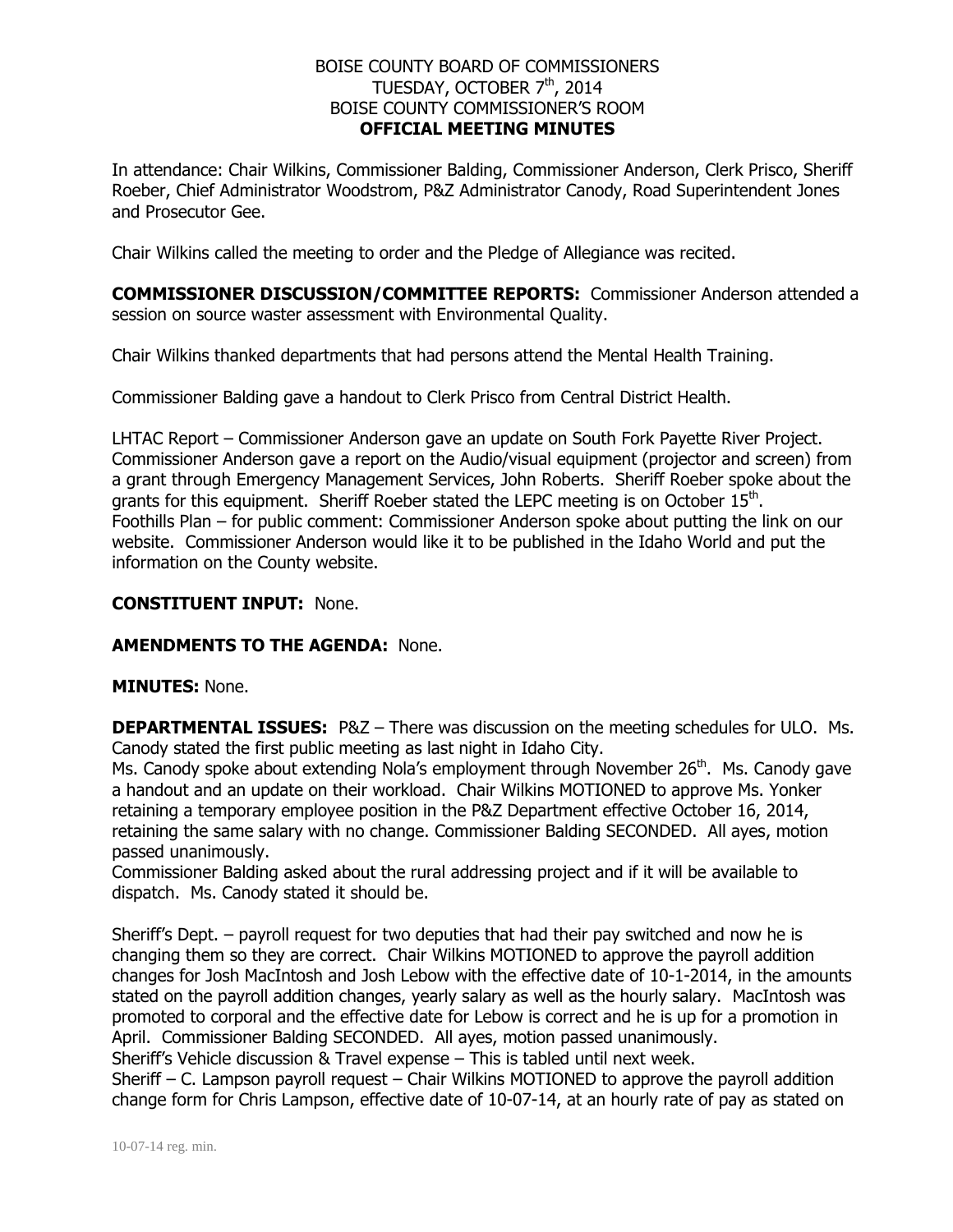# BOISE COUNTY BOARD OF COMMISSIONERS
## TUESDAY, OCTOBER 7th, 2014
## BOISE COUNTY COMMISSIONER'S ROOM
## OFFICIAL MEETING MINUTES

In attendance: Chair Wilkins, Commissioner Balding, Commissioner Anderson, Clerk Prisco, Sheriff Roeber, Chief Administrator Woodstrom, P&Z Administrator Canody, Road Superintendent Jones and Prosecutor Gee.

Chair Wilkins called the meeting to order and the Pledge of Allegiance was recited.

**COMMISSIONER DISCUSSION/COMMITTEE REPORTS:** Commissioner Anderson attended a session on source water assessment with Environmental Quality.

Chair Wilkins thanked departments that had persons attend the Mental Health Training.

Commissioner Balding gave a handout to Clerk Prisco from Central District Health.

LHTAC Report – Commissioner Anderson gave an update on South Fork Payette River Project. Commissioner Anderson gave a report on the Audio/visual equipment (projector and screen) from a grant through Emergency Management Services, John Roberts. Sheriff Roeber spoke about the grants for this equipment. Sheriff Roeber stated the LEPC meeting is on October 15th.
Foothills Plan – for public comment: Commissioner Anderson spoke about putting the link on our website. Commissioner Anderson would like it to be published in the Idaho World and put the information on the County website.

**CONSTITUENT INPUT:** None.

**AMENDMENTS TO THE AGENDA:** None.

**MINUTES:** None.

**DEPARTMENTAL ISSUES:** P&Z – There was discussion on the meeting schedules for ULO. Ms. Canody stated the first public meeting as last night in Idaho City.
Ms. Canody spoke about extending Nola's employment through November 26th. Ms. Canody gave a handout and an update on their workload. Chair Wilkins MOTIONED to approve Ms. Yonker retaining a temporary employee position in the P&Z Department effective October 16, 2014, retaining the same salary with no change. Commissioner Balding SECONDED. All ayes, motion passed unanimously.
Commissioner Balding asked about the rural addressing project and if it will be available to dispatch. Ms. Canody stated it should be.

Sheriff's Dept. – payroll request for two deputies that had their pay switched and now he is changing them so they are correct. Chair Wilkins MOTIONED to approve the payroll addition changes for Josh MacIntosh and Josh Lebow with the effective date of 10-1-2014, in the amounts stated on the payroll addition changes, yearly salary as well as the hourly salary. MacIntosh was promoted to corporal and the effective date for Lebow is correct and he is up for a promotion in April. Commissioner Balding SECONDED. All ayes, motion passed unanimously.
Sheriff's Vehicle discussion & Travel expense – This is tabled until next week.
Sheriff – C. Lampson payroll request – Chair Wilkins MOTIONED to approve the payroll addition change form for Chris Lampson, effective date of 10-07-14, at an hourly rate of pay as stated on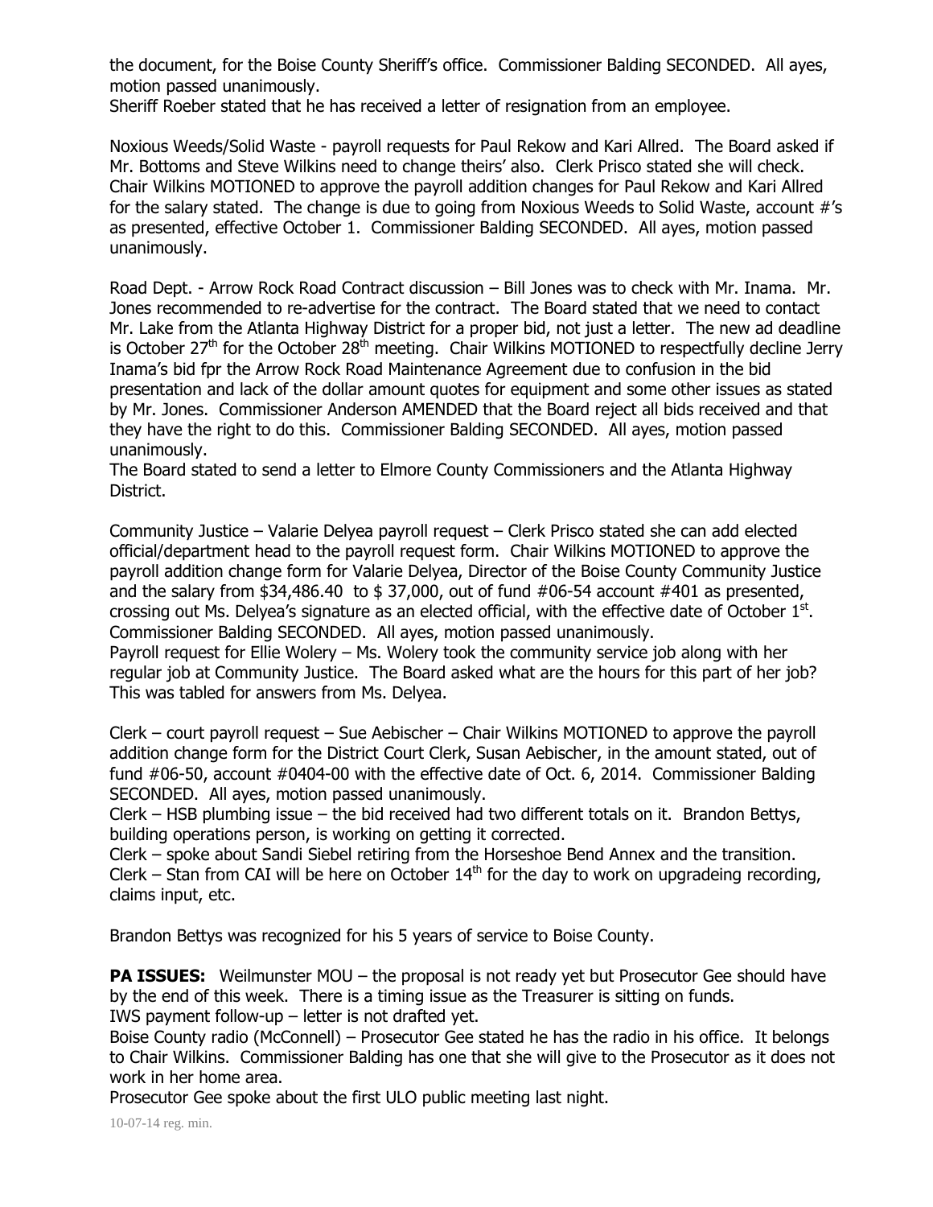the document, for the Boise County Sheriff's office. Commissioner Balding SECONDED. All ayes, motion passed unanimously.
Sheriff Roeber stated that he has received a letter of resignation from an employee.

Noxious Weeds/Solid Waste - payroll requests for Paul Rekow and Kari Allred. The Board asked if Mr. Bottoms and Steve Wilkins need to change theirs' also. Clerk Prisco stated she will check. Chair Wilkins MOTIONED to approve the payroll addition changes for Paul Rekow and Kari Allred for the salary stated. The change is due to going from Noxious Weeds to Solid Waste, account #'s as presented, effective October 1. Commissioner Balding SECONDED. All ayes, motion passed unanimously.

Road Dept. - Arrow Rock Road Contract discussion – Bill Jones was to check with Mr. Inama. Mr. Jones recommended to re-advertise for the contract. The Board stated that we need to contact Mr. Lake from the Atlanta Highway District for a proper bid, not just a letter. The new ad deadline is October 27th for the October 28th meeting. Chair Wilkins MOTIONED to respectfully decline Jerry Inama's bid fpr the Arrow Rock Road Maintenance Agreement due to confusion in the bid presentation and lack of the dollar amount quotes for equipment and some other issues as stated by Mr. Jones. Commissioner Anderson AMENDED that the Board reject all bids received and that they have the right to do this. Commissioner Balding SECONDED. All ayes, motion passed unanimously.
The Board stated to send a letter to Elmore County Commissioners and the Atlanta Highway District.

Community Justice – Valarie Delyea payroll request – Clerk Prisco stated she can add elected official/department head to the payroll request form. Chair Wilkins MOTIONED to approve the payroll addition change form for Valarie Delyea, Director of the Boise County Community Justice and the salary from $34,486.40 to $ 37,000, out of fund #06-54 account #401 as presented, crossing out Ms. Delyea's signature as an elected official, with the effective date of October 1st. Commissioner Balding SECONDED. All ayes, motion passed unanimously.
Payroll request for Ellie Wolery – Ms. Wolery took the community service job along with her regular job at Community Justice. The Board asked what are the hours for this part of her job? This was tabled for answers from Ms. Delyea.

Clerk – court payroll request – Sue Aebischer – Chair Wilkins MOTIONED to approve the payroll addition change form for the District Court Clerk, Susan Aebischer, in the amount stated, out of fund #06-50, account #0404-00 with the effective date of Oct. 6, 2014. Commissioner Balding SECONDED. All ayes, motion passed unanimously.
Clerk – HSB plumbing issue – the bid received had two different totals on it. Brandon Bettys, building operations person, is working on getting it corrected.
Clerk – spoke about Sandi Siebel retiring from the Horseshoe Bend Annex and the transition.
Clerk – Stan from CAI will be here on October 14th for the day to work on upgradeing recording, claims input, etc.

Brandon Bettys was recognized for his 5 years of service to Boise County.

**PA ISSUES:** Weilmunster MOU – the proposal is not ready yet but Prosecutor Gee should have by the end of this week. There is a timing issue as the Treasurer is sitting on funds.
IWS payment follow-up – letter is not drafted yet.
Boise County radio (McConnell) – Prosecutor Gee stated he has the radio in his office. It belongs to Chair Wilkins. Commissioner Balding has one that she will give to the Prosecutor as it does not work in her home area.
Prosecutor Gee spoke about the first ULO public meeting last night.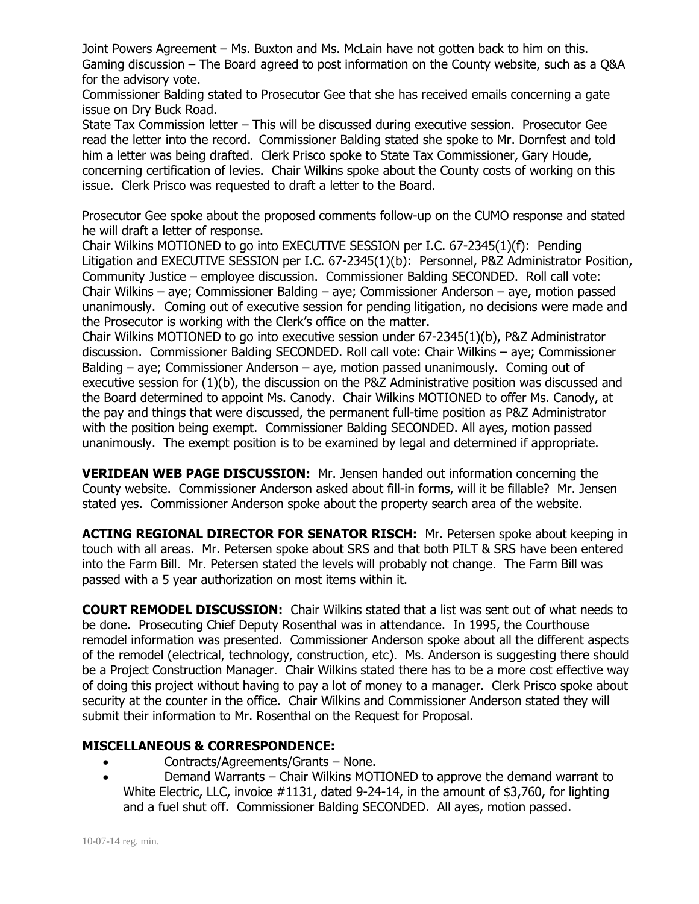Joint Powers Agreement – Ms. Buxton and Ms. McLain have not gotten back to him on this.
Gaming discussion – The Board agreed to post information on the County website, such as a Q&A for the advisory vote.
Commissioner Balding stated to Prosecutor Gee that she has received emails concerning a gate issue on Dry Buck Road.
State Tax Commission letter – This will be discussed during executive session. Prosecutor Gee read the letter into the record. Commissioner Balding stated she spoke to Mr. Dornfest and told him a letter was being drafted. Clerk Prisco spoke to State Tax Commissioner, Gary Houde, concerning certification of levies. Chair Wilkins spoke about the County costs of working on this issue. Clerk Prisco was requested to draft a letter to the Board.

Prosecutor Gee spoke about the proposed comments follow-up on the CUMO response and stated he will draft a letter of response.
Chair Wilkins MOTIONED to go into EXECUTIVE SESSION per I.C. 67-2345(1)(f): Pending Litigation and EXECUTIVE SESSION per I.C. 67-2345(1)(b): Personnel, P&Z Administrator Position, Community Justice – employee discussion. Commissioner Balding SECONDED. Roll call vote: Chair Wilkins – aye; Commissioner Balding – aye; Commissioner Anderson – aye, motion passed unanimously. Coming out of executive session for pending litigation, no decisions were made and the Prosecutor is working with the Clerk's office on the matter.
Chair Wilkins MOTIONED to go into executive session under 67-2345(1)(b), P&Z Administrator discussion. Commissioner Balding SECONDED. Roll call vote: Chair Wilkins – aye; Commissioner Balding – aye; Commissioner Anderson – aye, motion passed unanimously. Coming out of executive session for (1)(b), the discussion on the P&Z Administrative position was discussed and the Board determined to appoint Ms. Canody. Chair Wilkins MOTIONED to offer Ms. Canody, at the pay and things that were discussed, the permanent full-time position as P&Z Administrator with the position being exempt. Commissioner Balding SECONDED. All ayes, motion passed unanimously. The exempt position is to be examined by legal and determined if appropriate.

**VERIDEAN WEB PAGE DISCUSSION:** Mr. Jensen handed out information concerning the County website. Commissioner Anderson asked about fill-in forms, will it be fillable? Mr. Jensen stated yes. Commissioner Anderson spoke about the property search area of the website.

**ACTING REGIONAL DIRECTOR FOR SENATOR RISCH:** Mr. Petersen spoke about keeping in touch with all areas. Mr. Petersen spoke about SRS and that both PILT & SRS have been entered into the Farm Bill. Mr. Petersen stated the levels will probably not change. The Farm Bill was passed with a 5 year authorization on most items within it.

**COURT REMODEL DISCUSSION:** Chair Wilkins stated that a list was sent out of what needs to be done. Prosecuting Chief Deputy Rosenthal was in attendance. In 1995, the Courthouse remodel information was presented. Commissioner Anderson spoke about all the different aspects of the remodel (electrical, technology, construction, etc). Ms. Anderson is suggesting there should be a Project Construction Manager. Chair Wilkins stated there has to be a more cost effective way of doing this project without having to pay a lot of money to a manager. Clerk Prisco spoke about security at the counter in the office. Chair Wilkins and Commissioner Anderson stated they will submit their information to Mr. Rosenthal on the Request for Proposal.

**MISCELLANEOUS & CORRESPONDENCE:**

- Contracts/Agreements/Grants – None.
- Demand Warrants – Chair Wilkins MOTIONED to approve the demand warrant to White Electric, LLC, invoice #1131, dated 9-24-14, in the amount of $3,760, for lighting and a fuel shut off. Commissioner Balding SECONDED. All ayes, motion passed.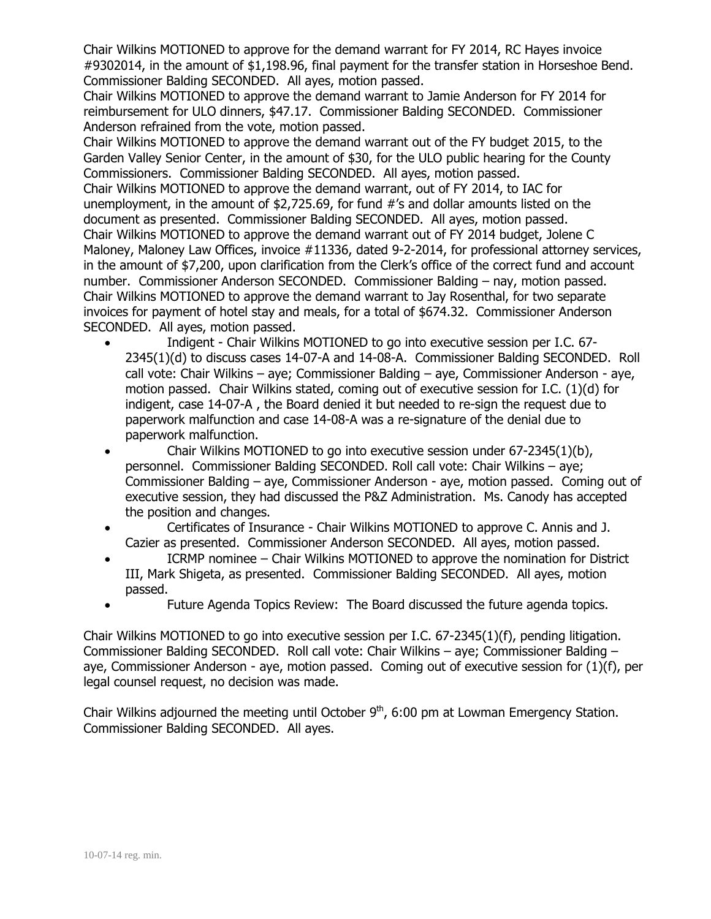Chair Wilkins MOTIONED to approve for the demand warrant for FY 2014, RC Hayes invoice #9302014, in the amount of $1,198.96, final payment for the transfer station in Horseshoe Bend. Commissioner Balding SECONDED. All ayes, motion passed.
Chair Wilkins MOTIONED to approve the demand warrant to Jamie Anderson for FY 2014 for reimbursement for ULO dinners, $47.17. Commissioner Balding SECONDED. Commissioner Anderson refrained from the vote, motion passed.
Chair Wilkins MOTIONED to approve the demand warrant out of the FY budget 2015, to the Garden Valley Senior Center, in the amount of $30, for the ULO public hearing for the County Commissioners. Commissioner Balding SECONDED. All ayes, motion passed.
Chair Wilkins MOTIONED to approve the demand warrant, out of FY 2014, to IAC for unemployment, in the amount of $2,725.69, for fund #'s and dollar amounts listed on the document as presented. Commissioner Balding SECONDED. All ayes, motion passed.
Chair Wilkins MOTIONED to approve the demand warrant out of FY 2014 budget, Jolene C Maloney, Maloney Law Offices, invoice #11336, dated 9-2-2014, for professional attorney services, in the amount of $7,200, upon clarification from the Clerk's office of the correct fund and account number. Commissioner Anderson SECONDED. Commissioner Balding – nay, motion passed.
Chair Wilkins MOTIONED to approve the demand warrant to Jay Rosenthal, for two separate invoices for payment of hotel stay and meals, for a total of $674.32. Commissioner Anderson SECONDED. All ayes, motion passed.

- Indigent - Chair Wilkins MOTIONED to go into executive session per I.C. 67-2345(1)(d) to discuss cases 14-07-A and 14-08-A. Commissioner Balding SECONDED. Roll call vote: Chair Wilkins – aye; Commissioner Balding – aye, Commissioner Anderson - aye, motion passed. Chair Wilkins stated, coming out of executive session for I.C. (1)(d) for indigent, case 14-07-A , the Board denied it but needed to re-sign the request due to paperwork malfunction and case 14-08-A was a re-signature of the denial due to paperwork malfunction.
- Chair Wilkins MOTIONED to go into executive session under 67-2345(1)(b), personnel. Commissioner Balding SECONDED. Roll call vote: Chair Wilkins – aye; Commissioner Balding – aye, Commissioner Anderson - aye, motion passed. Coming out of executive session, they had discussed the P&Z Administration. Ms. Canody has accepted the position and changes.
- Certificates of Insurance - Chair Wilkins MOTIONED to approve C. Annis and J. Cazier as presented. Commissioner Anderson SECONDED. All ayes, motion passed.
- ICRMP nominee – Chair Wilkins MOTIONED to approve the nomination for District III, Mark Shigeta, as presented. Commissioner Balding SECONDED. All ayes, motion passed.
- Future Agenda Topics Review: The Board discussed the future agenda topics.

Chair Wilkins MOTIONED to go into executive session per I.C. 67-2345(1)(f), pending litigation. Commissioner Balding SECONDED. Roll call vote: Chair Wilkins – aye; Commissioner Balding – aye, Commissioner Anderson - aye, motion passed. Coming out of executive session for (1)(f), per legal counsel request, no decision was made.

Chair Wilkins adjourned the meeting until October 9th, 6:00 pm at Lowman Emergency Station. Commissioner Balding SECONDED. All ayes.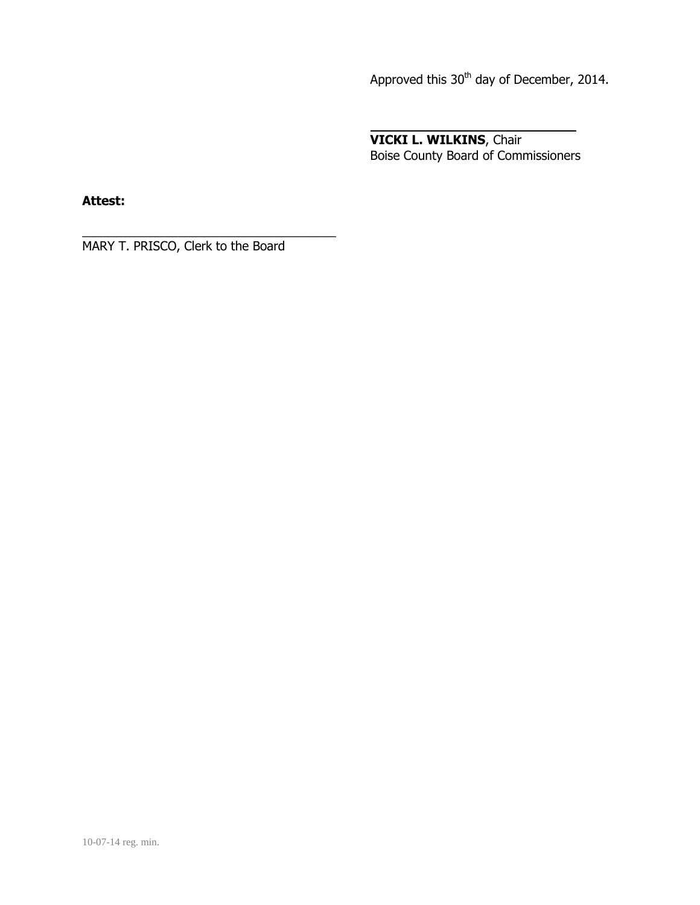Approved this 30th day of December, 2014.

______________________________

**VICKI L. WILKINS**, Chair
Boise County Board of Commissioners

**Attest:**

______________________________
MARY T. PRISCO, Clerk to the Board

10-07-14 reg. min.